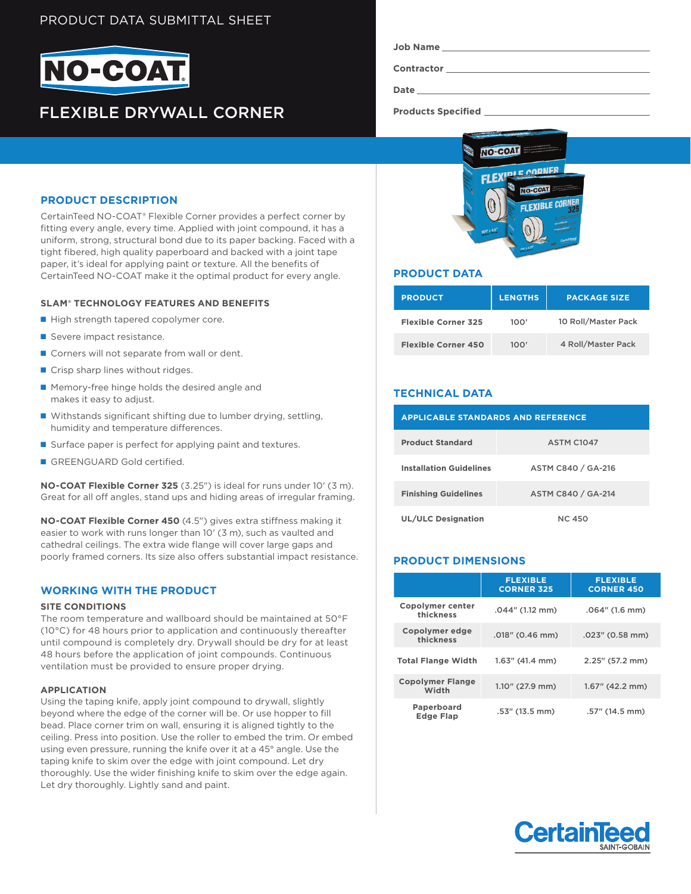PRODUCT DATA SUBMITTAL SHEET

# NO-COAT

## FLEXIBLE DRYWALL CORNER

Job Name ______________________

Contractor ______________________

Date ______________________

Products Specified ______________________

## PRODUCT DESCRIPTION

CertainTeed NO-COAT® Flexible Corner provides a perfect corner by fitting every angle, every time. Applied with joint compound, it has a uniform, strong, structural bond due to its paper backing. Faced with a tight fibered, high quality paperboard and backed with a joint tape paper, it's ideal for applying paint or texture. All the benefits of CertainTeed NO-COAT make it the optimal product for every angle.

### SLAM® TECHNOLOGY FEATURES AND BENEFITS

- High strength tapered copolymer core.
- Severe impact resistance.
- Corners will not separate from wall or dent.
- Crisp sharp lines without ridges.
- Memory-free hinge holds the desired angle and makes it easy to adjust.
- Withstands significant shifting due to lumber drying, settling, humidity and temperature differences.
- Surface paper is perfect for applying paint and textures.
- GREENGUARD Gold certified.

**NO-COAT Flexible Corner 325** (3.25") is ideal for runs under 10′ (3 m). Great for all off angles, stand ups and hiding areas of irregular framing.

**NO-COAT Flexible Corner 450** (4.5") gives extra stiffness making it easier to work with runs longer than 10′ (3 m), such as vaulted and cathedral ceilings. The extra wide flange will cover large gaps and poorly framed corners. Its size also offers substantial impact resistance.

## WORKING WITH THE PRODUCT

### SITE CONDITIONS

The room temperature and wallboard should be maintained at 50°F (10°C) for 48 hours prior to application and continuously thereafter until compound is completely dry. Drywall should be dry for at least 48 hours before the application of joint compounds. Continuous ventilation must be provided to ensure proper drying.

### APPLICATION

Using the taping knife, apply joint compound to drywall, slightly beyond where the edge of the corner will be. Or use hopper to fill bead. Place corner trim on wall, ensuring it is aligned tightly to the ceiling. Press into position. Use the roller to embed the trim. Or embed using even pressure, running the knife over it at a 45° angle. Use the taping knife to skim over the edge with joint compound. Let dry thoroughly. Use the wider finishing knife to skim over the edge again. Let dry thoroughly. Lightly sand and paint.

## PRODUCT DATA

| PRODUCT | LENGTHS | PACKAGE SIZE |
|---|---|---|
| Flexible Corner 325 | 100′ | 10 Roll/Master Pack |
| Flexible Corner 450 | 100′ | 4 Roll/Master Pack |

## TECHNICAL DATA

| APPLICABLE STANDARDS AND REFERENCE | |
|---|---|
| Product Standard | ASTM C1047 |
| Installation Guidelines | ASTM C840 / GA-216 |
| Finishing Guidelines | ASTM C840 / GA-214 |
| UL/ULC Designation | NC 450 |

## PRODUCT DIMENSIONS

| | FLEXIBLE CORNER 325 | FLEXIBLE CORNER 450 |
|---|---|---|
| Copolymer center thickness | .044" (1.12 mm) | .064" (1.6 mm) |
| Copolymer edge thickness | .018" (0.46 mm) | .023" (0.58 mm) |
| Total Flange Width | 1.63" (41.4 mm) | 2.25" (57.2 mm) |
| Copolymer Flange Width | 1.10" (27.9 mm) | 1.67" (42.2 mm) |
| Paperboard Edge Flap | .53" (13.5 mm) | .57" (14.5 mm) |

CertainTeed
SAINT-GOBAIN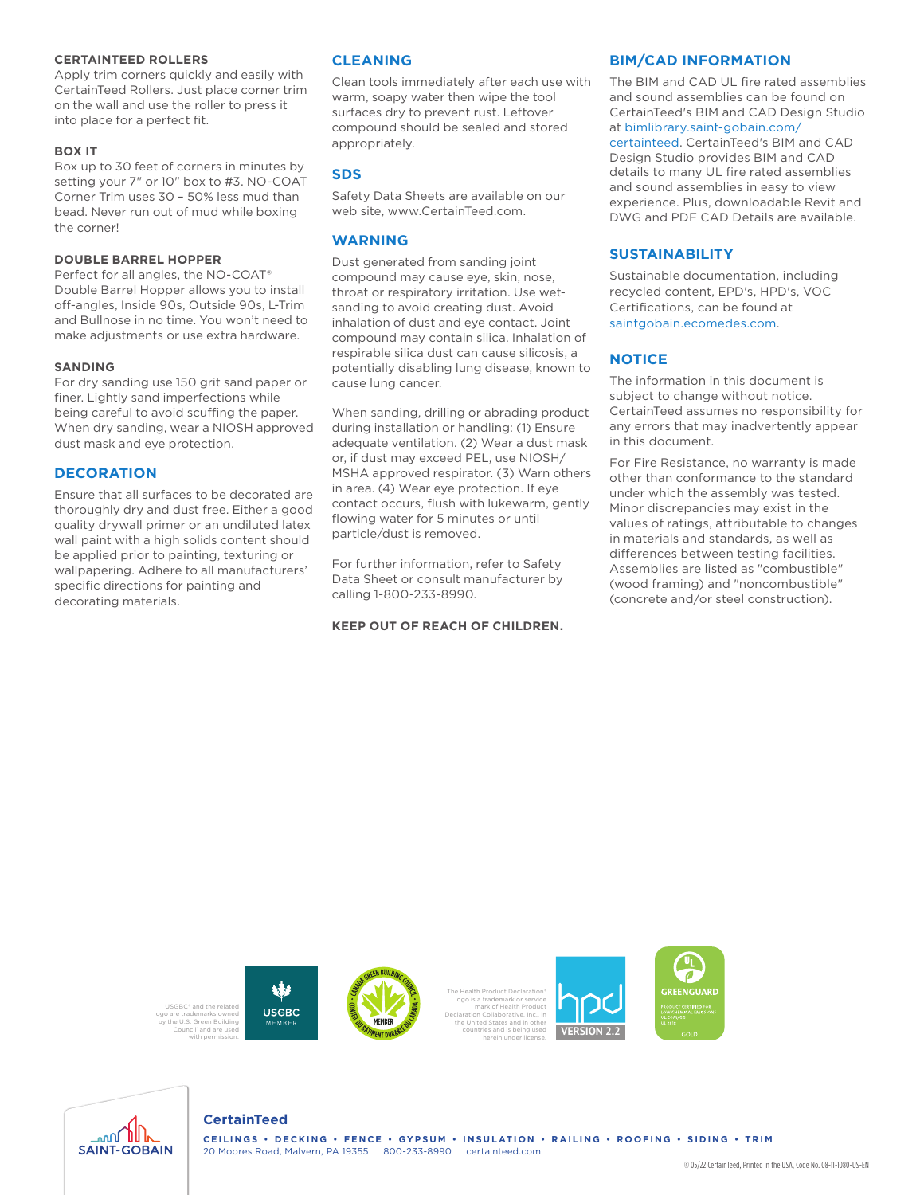### CERTAINTEED ROLLERS

Apply trim corners quickly and easily with CertainTeed Rollers. Just place corner trim on the wall and use the roller to press it into place for a perfect fit.

### BOX IT

Box up to 30 feet of corners in minutes by setting your 7" or 10" box to #3. NO-COAT Corner Trim uses 30 – 50% less mud than bead. Never run out of mud while boxing the corner!

### DOUBLE BARREL HOPPER

Perfect for all angles, the NO-COAT® Double Barrel Hopper allows you to install off-angles, Inside 90s, Outside 90s, L-Trim and Bullnose in no time. You won't need to make adjustments or use extra hardware.

### SANDING

For dry sanding use 150 grit sand paper or finer. Lightly sand imperfections while being careful to avoid scuffing the paper. When dry sanding, wear a NIOSH approved dust mask and eye protection.

## DECORATION

Ensure that all surfaces to be decorated are thoroughly dry and dust free. Either a good quality drywall primer or an undiluted latex wall paint with a high solids content should be applied prior to painting, texturing or wallpapering. Adhere to all manufacturers' specific directions for painting and decorating materials.

## CLEANING

Clean tools immediately after each use with warm, soapy water then wipe the tool surfaces dry to prevent rust. Leftover compound should be sealed and stored appropriately.

## SDS

Safety Data Sheets are available on our web site, www.CertainTeed.com.

## WARNING

Dust generated from sanding joint compound may cause eye, skin, nose, throat or respiratory irritation. Use wet-sanding to avoid creating dust. Avoid inhalation of dust and eye contact. Joint compound may contain silica. Inhalation of respirable silica dust can cause silicosis, a potentially disabling lung disease, known to cause lung cancer.

When sanding, drilling or abrading product during installation or handling: (1) Ensure adequate ventilation. (2) Wear a dust mask or, if dust may exceed PEL, use NIOSH/MSHA approved respirator. (3) Warn others in area. (4) Wear eye protection. If eye contact occurs, flush with lukewarm, gently flowing water for 5 minutes or until particle/dust is removed.

For further information, refer to Safety Data Sheet or consult manufacturer by calling 1-800-233-8990.

**KEEP OUT OF REACH OF CHILDREN.**

## BIM/CAD INFORMATION

The BIM and CAD UL fire rated assemblies and sound assemblies can be found on CertainTeed's BIM and CAD Design Studio at bimlibrary.saint-gobain.com/certainteed. CertainTeed's BIM and CAD Design Studio provides BIM and CAD details to many UL fire rated assemblies and sound assemblies in easy to view experience. Plus, downloadable Revit and DWG and PDF CAD Details are available.

## SUSTAINABILITY

Sustainable documentation, including recycled content, EPD's, HPD's, VOC Certifications, can be found at saintgobain.ecomedes.com.

## NOTICE

The information in this document is subject to change without notice. CertainTeed assumes no responsibility for any errors that may inadvertently appear in this document.

For Fire Resistance, no warranty is made other than conformance to the standard under which the assembly was tested. Minor discrepancies may exist in the values of ratings, attributable to changes in materials and standards, as well as differences between testing facilities. Assemblies are listed as "combustible" (wood framing) and "noncombustible" (concrete and/or steel construction).

USGBC® and the related logo are trademarks owned by the U.S. Green Building Council and are used with permission.

USGBC MEMBER

CANADA GREEN BUILDING COUNCIL • CONSEIL DU BÂTIMENT DURABLE DU CANADA • MEMBER

The Health Product Declaration® logo is a trademark or service mark of Health Product Declaration Collaborative, Inc., in the United States and in other countries and is being used herein under license.

hpd VERSION 2.2

UL GREENGUARD PRODUCT CERTIFIED FOR LOW CHEMICAL EMISSIONS UL.COM/GG UL 2818 GOLD

SAINT-GOBAIN

**CertainTeed**

CEILINGS • DECKING • FENCE • GYPSUM • INSULATION • RAILING • ROOFING • SIDING • TRIM

20 Moores Road, Malvern, PA 19355 800-233-8990 certainteed.com

© 05/22 CertainTeed, Printed in the USA, Code No. 08-11-1080-US-EN